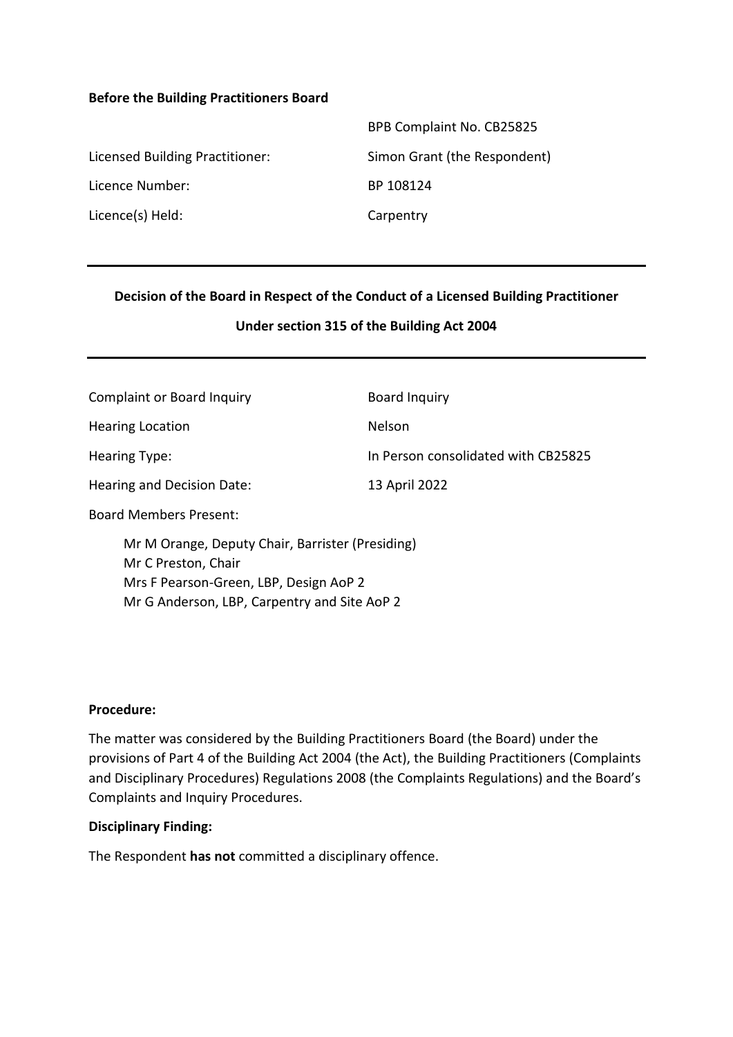**Before the Building Practitioners Board**

| | |
|---|---|
| | BPB Complaint No. CB25825 |
| Licensed Building Practitioner: | Simon Grant (the Respondent) |
| Licence Number: | BP 108124 |
| Licence(s) Held: | Carpentry |

---

**Decision of the Board in Respect of the Conduct of a Licensed Building Practitioner**

**Under section 315 of the Building Act 2004**

---

| | |
|---|---|
| Complaint or Board Inquiry | Board Inquiry |
| Hearing Location | Nelson |
| Hearing Type: | In Person consolidated with CB25825 |
| Hearing and Decision Date: | 13 April 2022 |

Board Members Present:

Mr M Orange, Deputy Chair, Barrister (Presiding)
Mr C Preston, Chair
Mrs F Pearson-Green, LBP, Design AoP 2
Mr G Anderson, LBP, Carpentry and Site AoP 2

**Procedure:**

The matter was considered by the Building Practitioners Board (the Board) under the provisions of Part 4 of the Building Act 2004 (the Act), the Building Practitioners (Complaints and Disciplinary Procedures) Regulations 2008 (the Complaints Regulations) and the Board's Complaints and Inquiry Procedures.

**Disciplinary Finding:**

The Respondent **has not** committed a disciplinary offence.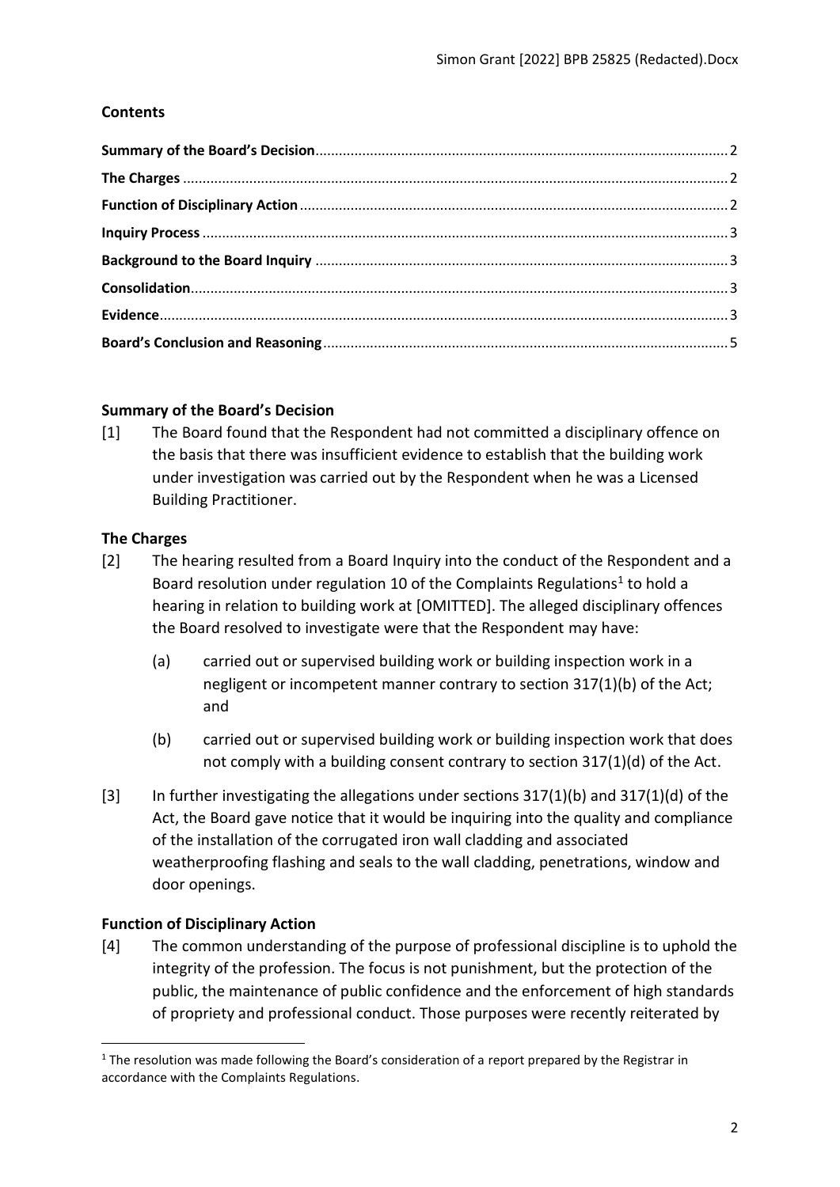## Contents

| | |
|---|---|
| **Summary of the Board's Decision** | 2 |
| **The Charges** | 2 |
| **Function of Disciplinary Action** | 2 |
| **Inquiry Process** | 3 |
| **Background to the Board Inquiry** | 3 |
| **Consolidation** | 3 |
| **Evidence** | 3 |
| **Board's Conclusion and Reasoning** | 5 |

## Summary of the Board's Decision

[1] The Board found that the Respondent had not committed a disciplinary offence on the basis that there was insufficient evidence to establish that the building work under investigation was carried out by the Respondent when he was a Licensed Building Practitioner.

## The Charges

[2] The hearing resulted from a Board Inquiry into the conduct of the Respondent and a Board resolution under regulation 10 of the Complaints Regulations[1] to hold a hearing in relation to building work at [OMITTED]. The alleged disciplinary offences the Board resolved to investigate were that the Respondent may have:

(a) carried out or supervised building work or building inspection work in a negligent or incompetent manner contrary to section 317(1)(b) of the Act; and

(b) carried out or supervised building work or building inspection work that does not comply with a building consent contrary to section 317(1)(d) of the Act.

[3] In further investigating the allegations under sections 317(1)(b) and 317(1)(d) of the Act, the Board gave notice that it would be inquiring into the quality and compliance of the installation of the corrugated iron wall cladding and associated weatherproofing flashing and seals to the wall cladding, penetrations, window and door openings.

## Function of Disciplinary Action

[4] The common understanding of the purpose of professional discipline is to uphold the integrity of the profession. The focus is not punishment, but the protection of the public, the maintenance of public confidence and the enforcement of high standards of propriety and professional conduct. Those purposes were recently reiterated by

[1] The resolution was made following the Board's consideration of a report prepared by the Registrar in accordance with the Complaints Regulations.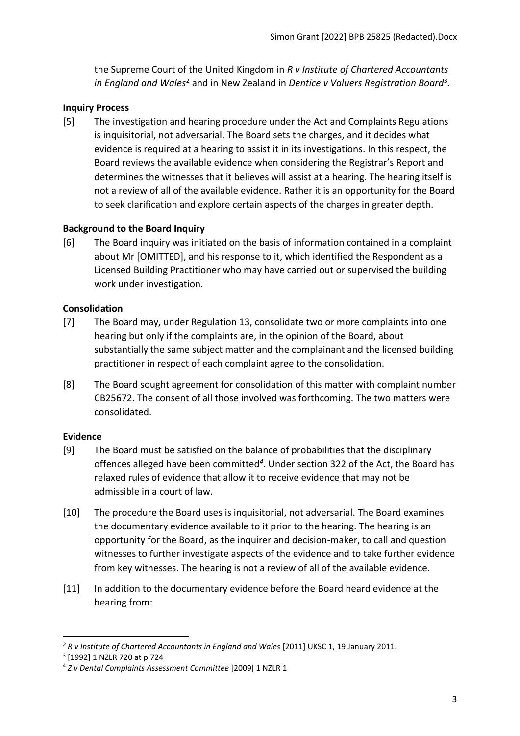the Supreme Court of the United Kingdom in *R v Institute of Chartered Accountants in England and Wales*[2] and in New Zealand in *Dentice v Valuers Registration Board*[3].

## Inquiry Process

[5] The investigation and hearing procedure under the Act and Complaints Regulations is inquisitorial, not adversarial. The Board sets the charges, and it decides what evidence is required at a hearing to assist it in its investigations. In this respect, the Board reviews the available evidence when considering the Registrar's Report and determines the witnesses that it believes will assist at a hearing. The hearing itself is not a review of all of the available evidence. Rather it is an opportunity for the Board to seek clarification and explore certain aspects of the charges in greater depth.

## Background to the Board Inquiry

[6] The Board inquiry was initiated on the basis of information contained in a complaint about Mr [OMITTED], and his response to it, which identified the Respondent as a Licensed Building Practitioner who may have carried out or supervised the building work under investigation.

## Consolidation

[7] The Board may, under Regulation 13, consolidate two or more complaints into one hearing but only if the complaints are, in the opinion of the Board, about substantially the same subject matter and the complainant and the licensed building practitioner in respect of each complaint agree to the consolidation.

[8] The Board sought agreement for consolidation of this matter with complaint number CB25672. The consent of all those involved was forthcoming. The two matters were consolidated.

## Evidence

[9] The Board must be satisfied on the balance of probabilities that the disciplinary offences alleged have been committed[4]. Under section 322 of the Act, the Board has relaxed rules of evidence that allow it to receive evidence that may not be admissible in a court of law.

[10] The procedure the Board uses is inquisitorial, not adversarial. The Board examines the documentary evidence available to it prior to the hearing. The hearing is an opportunity for the Board, as the inquirer and decision-maker, to call and question witnesses to further investigate aspects of the evidence and to take further evidence from key witnesses. The hearing is not a review of all of the available evidence.

[11] In addition to the documentary evidence before the Board heard evidence at the hearing from:

---

[2] *R v Institute of Chartered Accountants in England and Wales* [2011] UKSC 1, 19 January 2011.

[3] [1992] 1 NZLR 720 at p 724

[4] *Z v Dental Complaints Assessment Committee* [2009] 1 NZLR 1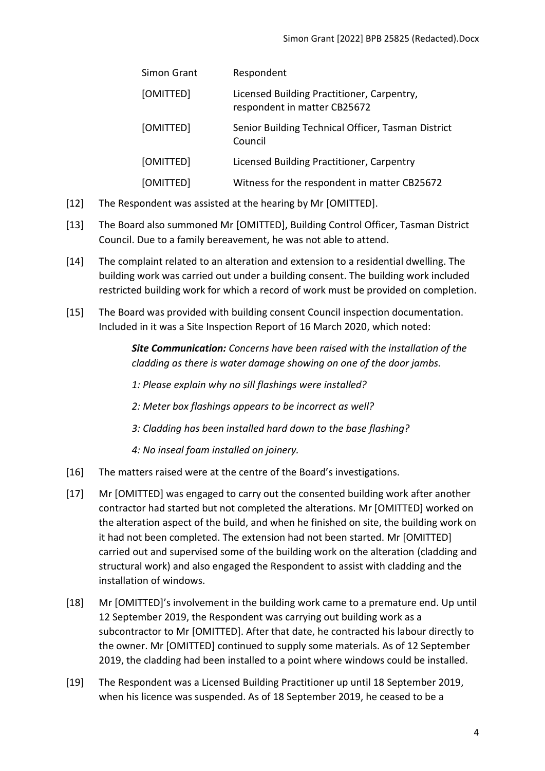| | |
|---|---|
| Simon Grant | Respondent |
| [OMITTED] | Licensed Building Practitioner, Carpentry, respondent in matter CB25672 |
| [OMITTED] | Senior Building Technical Officer, Tasman District Council |
| [OMITTED] | Licensed Building Practitioner, Carpentry |
| [OMITTED] | Witness for the respondent in matter CB25672 |

[12] The Respondent was assisted at the hearing by Mr [OMITTED].

[13] The Board also summoned Mr [OMITTED], Building Control Officer, Tasman District Council. Due to a family bereavement, he was not able to attend.

[14] The complaint related to an alteration and extension to a residential dwelling. The building work was carried out under a building consent. The building work included restricted building work for which a record of work must be provided on completion.

[15] The Board was provided with building consent Council inspection documentation. Included in it was a Site Inspection Report of 16 March 2020, which noted:

> ***Site Communication:*** *Concerns have been raised with the installation of the cladding as there is water damage showing on one of the door jambs.*
>
> *1: Please explain why no sill flashings were installed?*
>
> *2: Meter box flashings appears to be incorrect as well?*
>
> *3: Cladding has been installed hard down to the base flashing?*
>
> *4: No inseal foam installed on joinery.*

[16] The matters raised were at the centre of the Board's investigations.

[17] Mr [OMITTED] was engaged to carry out the consented building work after another contractor had started but not completed the alterations. Mr [OMITTED] worked on the alteration aspect of the build, and when he finished on site, the building work on it had not been completed. The extension had not been started. Mr [OMITTED] carried out and supervised some of the building work on the alteration (cladding and structural work) and also engaged the Respondent to assist with cladding and the installation of windows.

[18] Mr [OMITTED]'s involvement in the building work came to a premature end. Up until 12 September 2019, the Respondent was carrying out building work as a subcontractor to Mr [OMITTED]. After that date, he contracted his labour directly to the owner. Mr [OMITTED] continued to supply some materials. As of 12 September 2019, the cladding had been installed to a point where windows could be installed.

[19] The Respondent was a Licensed Building Practitioner up until 18 September 2019, when his licence was suspended. As of 18 September 2019, he ceased to be a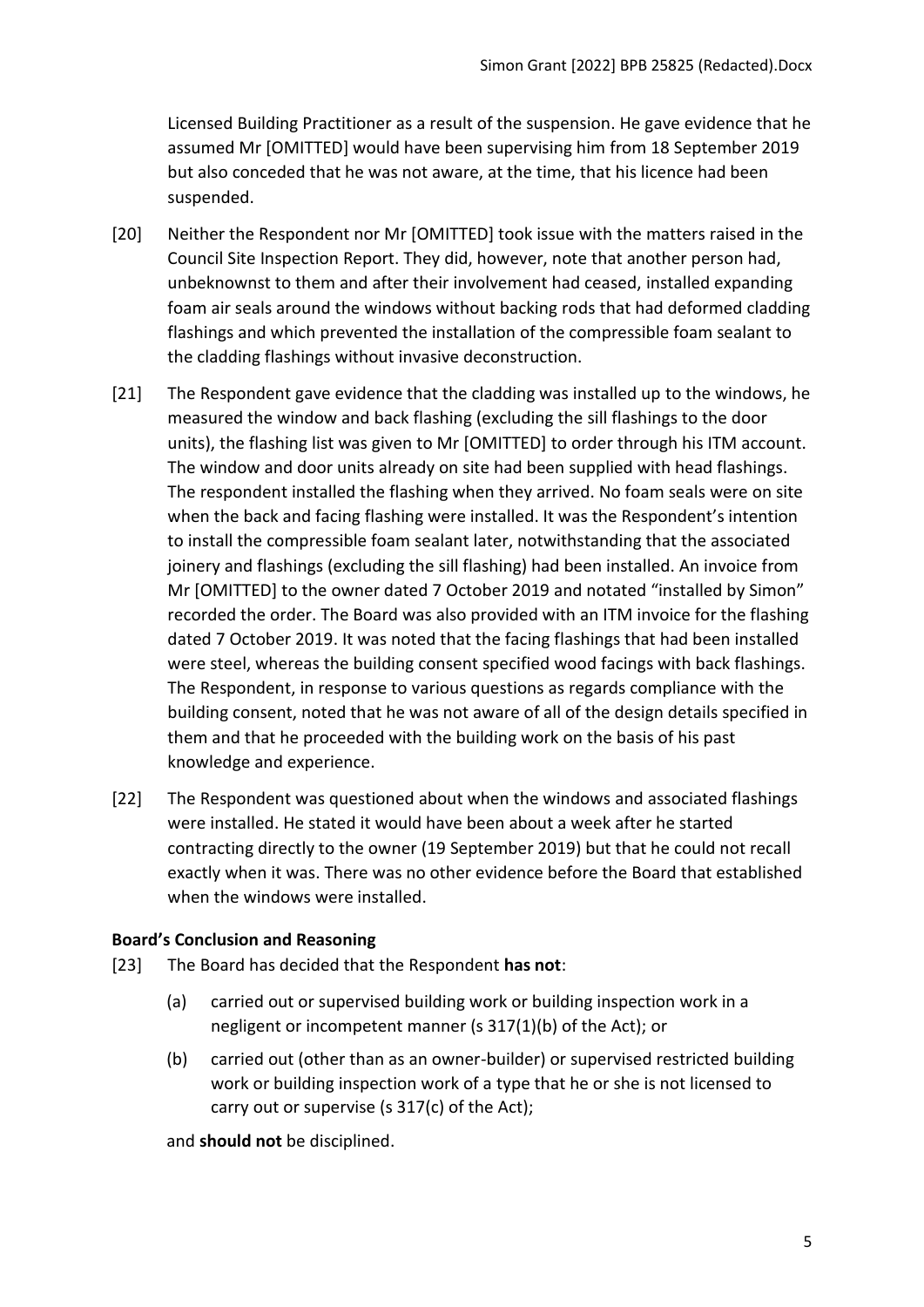Licensed Building Practitioner as a result of the suspension. He gave evidence that he assumed Mr [OMITTED] would have been supervising him from 18 September 2019 but also conceded that he was not aware, at the time, that his licence had been suspended.

[20] Neither the Respondent nor Mr [OMITTED] took issue with the matters raised in the Council Site Inspection Report. They did, however, note that another person had, unbeknownst to them and after their involvement had ceased, installed expanding foam air seals around the windows without backing rods that had deformed cladding flashings and which prevented the installation of the compressible foam sealant to the cladding flashings without invasive deconstruction.

[21] The Respondent gave evidence that the cladding was installed up to the windows, he measured the window and back flashing (excluding the sill flashings to the door units), the flashing list was given to Mr [OMITTED] to order through his ITM account. The window and door units already on site had been supplied with head flashings. The respondent installed the flashing when they arrived. No foam seals were on site when the back and facing flashing were installed. It was the Respondent's intention to install the compressible foam sealant later, notwithstanding that the associated joinery and flashings (excluding the sill flashing) had been installed. An invoice from Mr [OMITTED] to the owner dated 7 October 2019 and notated "installed by Simon" recorded the order. The Board was also provided with an ITM invoice for the flashing dated 7 October 2019. It was noted that the facing flashings that had been installed were steel, whereas the building consent specified wood facings with back flashings. The Respondent, in response to various questions as regards compliance with the building consent, noted that he was not aware of all of the design details specified in them and that he proceeded with the building work on the basis of his past knowledge and experience.

[22] The Respondent was questioned about when the windows and associated flashings were installed. He stated it would have been about a week after he started contracting directly to the owner (19 September 2019) but that he could not recall exactly when it was. There was no other evidence before the Board that established when the windows were installed.

### Board's Conclusion and Reasoning

[23] The Board has decided that the Respondent **has not**:

(a) carried out or supervised building work or building inspection work in a negligent or incompetent manner (s 317(1)(b) of the Act); or

(b) carried out (other than as an owner-builder) or supervised restricted building work or building inspection work of a type that he or she is not licensed to carry out or supervise (s 317(c) of the Act);

and **should not** be disciplined.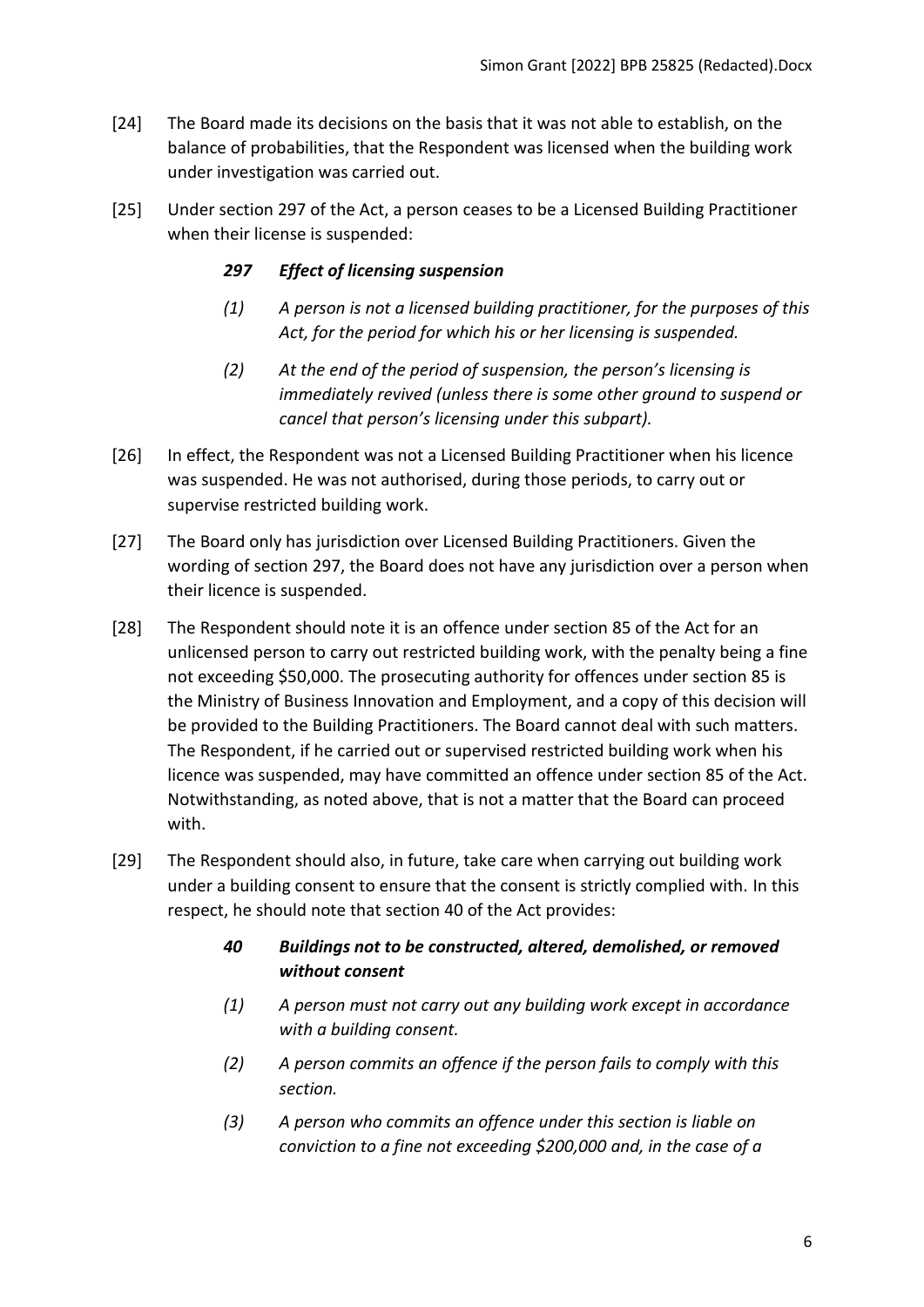[24] The Board made its decisions on the basis that it was not able to establish, on the balance of probabilities, that the Respondent was licensed when the building work under investigation was carried out.

[25] Under section 297 of the Act, a person ceases to be a Licensed Building Practitioner when their license is suspended:

> ***297 Effect of licensing suspension***
>
> *(1) A person is not a licensed building practitioner, for the purposes of this Act, for the period for which his or her licensing is suspended.*
>
> *(2) At the end of the period of suspension, the person's licensing is immediately revived (unless there is some other ground to suspend or cancel that person's licensing under this subpart).*

[26] In effect, the Respondent was not a Licensed Building Practitioner when his licence was suspended. He was not authorised, during those periods, to carry out or supervise restricted building work.

[27] The Board only has jurisdiction over Licensed Building Practitioners. Given the wording of section 297, the Board does not have any jurisdiction over a person when their licence is suspended.

[28] The Respondent should note it is an offence under section 85 of the Act for an unlicensed person to carry out restricted building work, with the penalty being a fine not exceeding $50,000. The prosecuting authority for offences under section 85 is the Ministry of Business Innovation and Employment, and a copy of this decision will be provided to the Building Practitioners. The Board cannot deal with such matters. The Respondent, if he carried out or supervised restricted building work when his licence was suspended, may have committed an offence under section 85 of the Act. Notwithstanding, as noted above, that is not a matter that the Board can proceed with.

[29] The Respondent should also, in future, take care when carrying out building work under a building consent to ensure that the consent is strictly complied with. In this respect, he should note that section 40 of the Act provides:

> ***40 Buildings not to be constructed, altered, demolished, or removed without consent***
>
> *(1) A person must not carry out any building work except in accordance with a building consent.*
>
> *(2) A person commits an offence if the person fails to comply with this section.*
>
> *(3) A person who commits an offence under this section is liable on conviction to a fine not exceeding $200,000 and, in the case of a*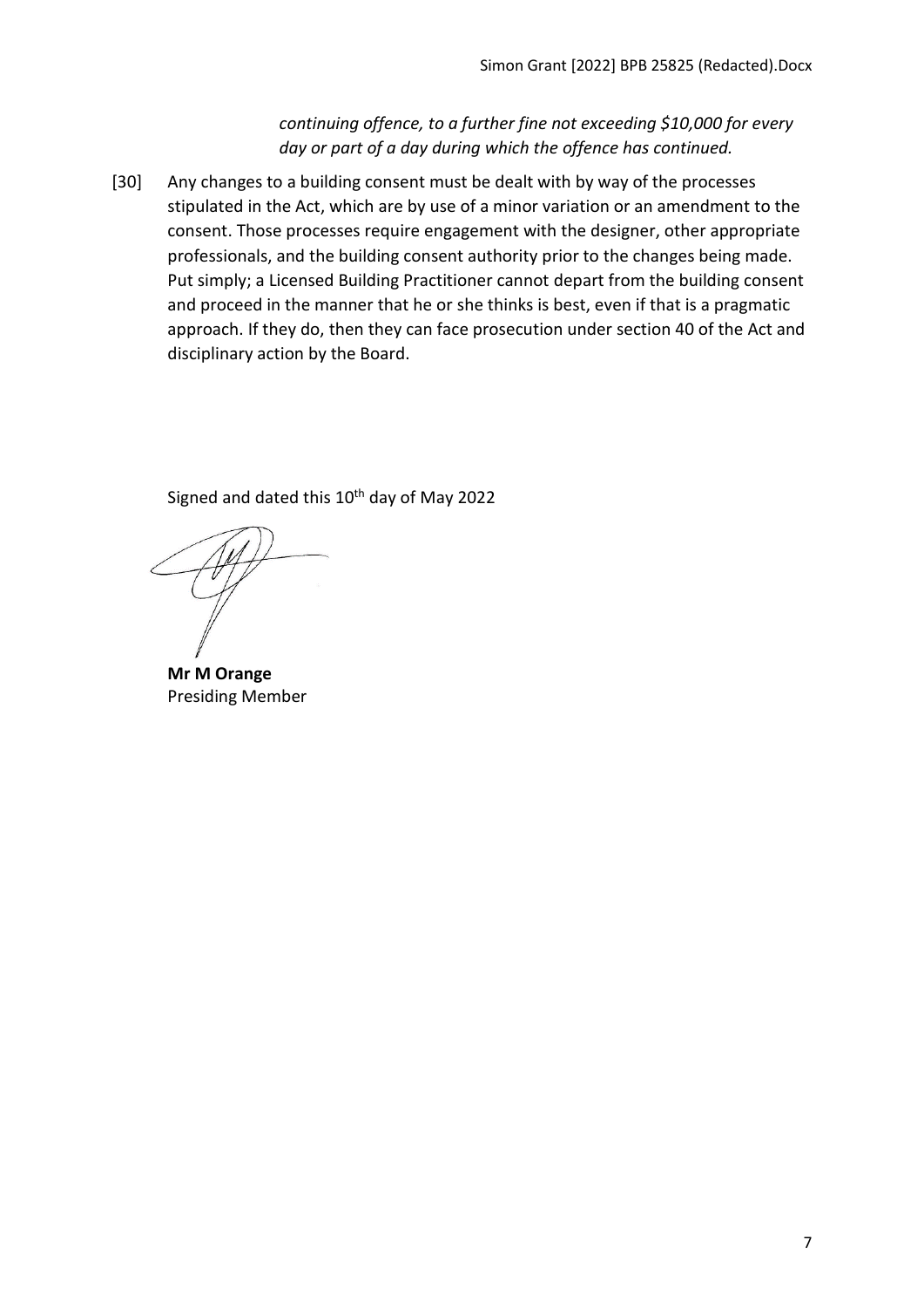*continuing offence, to a further fine not exceeding $10,000 for every day or part of a day during which the offence has continued.*

[30] Any changes to a building consent must be dealt with by way of the processes stipulated in the Act, which are by use of a minor variation or an amendment to the consent. Those processes require engagement with the designer, other appropriate professionals, and the building consent authority prior to the changes being made. Put simply; a Licensed Building Practitioner cannot depart from the building consent and proceed in the manner that he or she thinks is best, even if that is a pragmatic approach. If they do, then they can face prosecution under section 40 of the Act and disciplinary action by the Board.

Signed and dated this 10th day of May 2022

**Mr M Orange**
Presiding Member